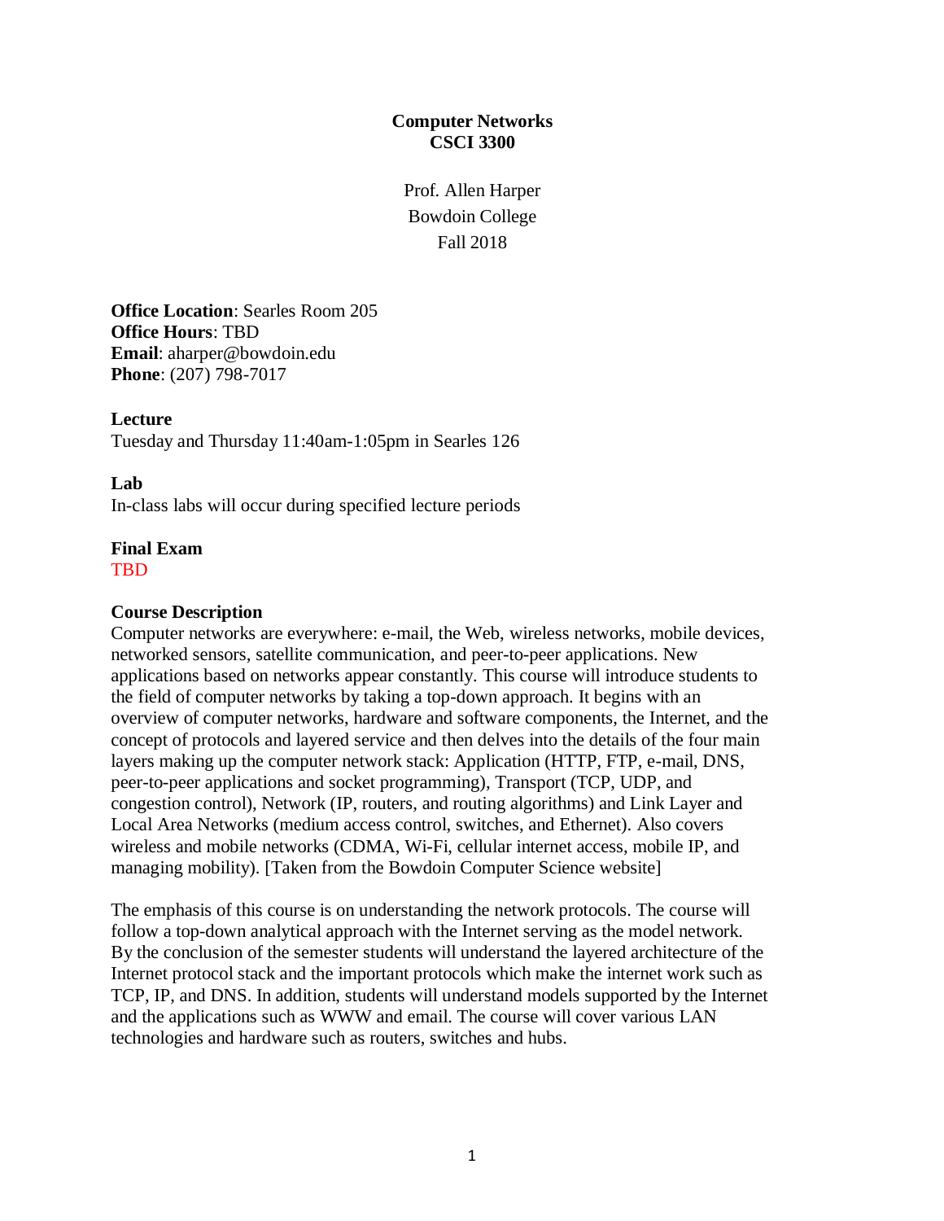# Computer Networks
# CSCI 3300

Prof. Allen Harper
Bowdoin College
Fall 2018

**Office Location**: Searles Room 205
**Office Hours**: TBD
**Email**: aharper@bowdoin.edu
**Phone**: (207) 798-7017

**Lecture**
Tuesday and Thursday 11:40am-1:05pm in Searles 126

**Lab**
In-class labs will occur during specified lecture periods

**Final Exam**
TBD

**Course Description**
Computer networks are everywhere: e-mail, the Web, wireless networks, mobile devices, networked sensors, satellite communication, and peer-to-peer applications. New applications based on networks appear constantly. This course will introduce students to the field of computer networks by taking a top-down approach. It begins with an overview of computer networks, hardware and software components, the Internet, and the concept of protocols and layered service and then delves into the details of the four main layers making up the computer network stack: Application (HTTP, FTP, e-mail, DNS, peer-to-peer applications and socket programming), Transport (TCP, UDP, and congestion control), Network (IP, routers, and routing algorithms) and Link Layer and Local Area Networks (medium access control, switches, and Ethernet). Also covers wireless and mobile networks (CDMA, Wi-Fi, cellular internet access, mobile IP, and managing mobility). [Taken from the Bowdoin Computer Science website]

The emphasis of this course is on understanding the network protocols. The course will follow a top-down analytical approach with the Internet serving as the model network. By the conclusion of the semester students will understand the layered architecture of the Internet protocol stack and the important protocols which make the internet work such as TCP, IP, and DNS. In addition, students will understand models supported by the Internet and the applications such as WWW and email. The course will cover various LAN technologies and hardware such as routers, switches and hubs.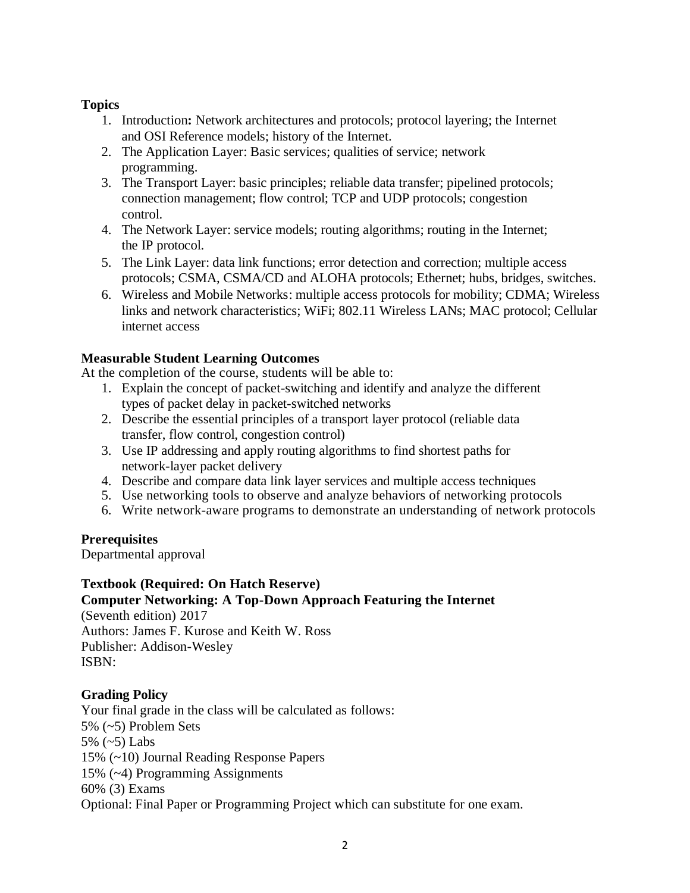**Topics**

1. Introduction**:** Network architectures and protocols; protocol layering; the Internet and OSI Reference models; history of the Internet.
2. The Application Layer: Basic services; qualities of service; network programming.
3. The Transport Layer: basic principles; reliable data transfer; pipelined protocols; connection management; flow control; TCP and UDP protocols; congestion control.
4. The Network Layer: service models; routing algorithms; routing in the Internet; the IP protocol.
5. The Link Layer: data link functions; error detection and correction; multiple access protocols; CSMA, CSMA/CD and ALOHA protocols; Ethernet; hubs, bridges, switches.
6. Wireless and Mobile Networks: multiple access protocols for mobility; CDMA; Wireless links and network characteristics; WiFi; 802.11 Wireless LANs; MAC protocol; Cellular internet access

**Measurable Student Learning Outcomes**

At the completion of the course, students will be able to:

1. Explain the concept of packet-switching and identify and analyze the different types of packet delay in packet-switched networks
2. Describe the essential principles of a transport layer protocol (reliable data transfer, flow control, congestion control)
3. Use IP addressing and apply routing algorithms to find shortest paths for network-layer packet delivery
4. Describe and compare data link layer services and multiple access techniques
5. Use networking tools to observe and analyze behaviors of networking protocols
6. Write network-aware programs to demonstrate an understanding of network protocols

**Prerequisites**

Departmental approval

**Textbook (Required: On Hatch Reserve)**

**Computer Networking: A Top-Down Approach Featuring the Internet**

(Seventh edition) 2017
Authors: James F. Kurose and Keith W. Ross
Publisher: Addison-Wesley
ISBN:

**Grading Policy**

Your final grade in the class will be calculated as follows:
5% (~5) Problem Sets
5% (~5) Labs
15% (~10) Journal Reading Response Papers
15% (~4) Programming Assignments
60% (3) Exams
Optional: Final Paper or Programming Project which can substitute for one exam.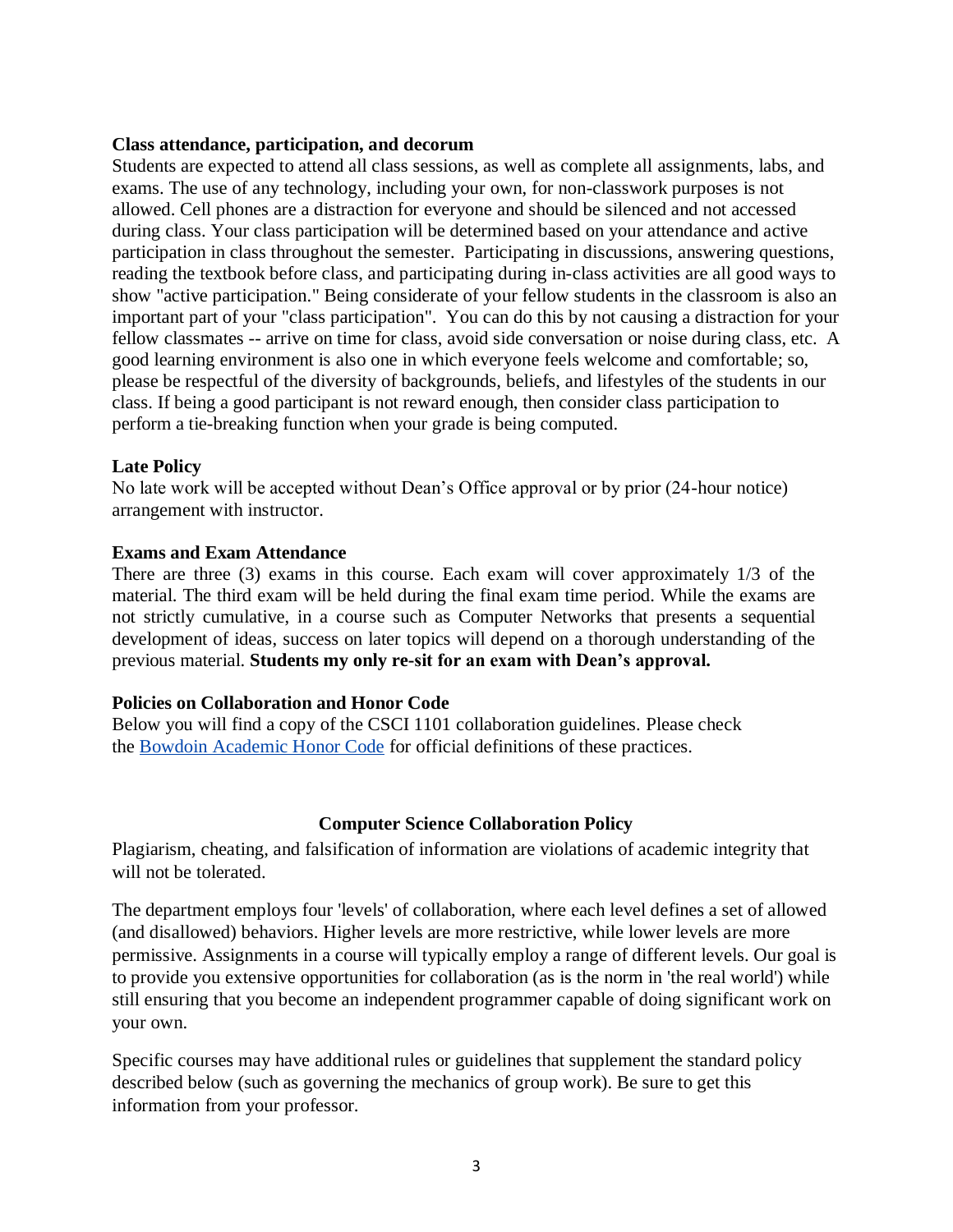**Class attendance, participation, and decorum**

Students are expected to attend all class sessions, as well as complete all assignments, labs, and exams. The use of any technology, including your own, for non-classwork purposes is not allowed. Cell phones are a distraction for everyone and should be silenced and not accessed during class. Your class participation will be determined based on your attendance and active participation in class throughout the semester. Participating in discussions, answering questions, reading the textbook before class, and participating during in-class activities are all good ways to show "active participation." Being considerate of your fellow students in the classroom is also an important part of your "class participation". You can do this by not causing a distraction for your fellow classmates -- arrive on time for class, avoid side conversation or noise during class, etc. A good learning environment is also one in which everyone feels welcome and comfortable; so, please be respectful of the diversity of backgrounds, beliefs, and lifestyles of the students in our class. If being a good participant is not reward enough, then consider class participation to perform a tie-breaking function when your grade is being computed.

**Late Policy**

No late work will be accepted without Dean's Office approval or by prior (24-hour notice) arrangement with instructor.

**Exams and Exam Attendance**

There are three (3) exams in this course. Each exam will cover approximately 1/3 of the material. The third exam will be held during the final exam time period. While the exams are not strictly cumulative, in a course such as Computer Networks that presents a sequential development of ideas, success on later topics will depend on a thorough understanding of the previous material. **Students my only re-sit for an exam with Dean's approval.**

**Policies on Collaboration and Honor Code**

Below you will find a copy of the CSCI 1101 collaboration guidelines. Please check the [Bowdoin Academic Honor Code] for official definitions of these practices.

**Computer Science Collaboration Policy**

Plagiarism, cheating, and falsification of information are violations of academic integrity that will not be tolerated.

The department employs four 'levels' of collaboration, where each level defines a set of allowed (and disallowed) behaviors. Higher levels are more restrictive, while lower levels are more permissive. Assignments in a course will typically employ a range of different levels. Our goal is to provide you extensive opportunities for collaboration (as is the norm in 'the real world') while still ensuring that you become an independent programmer capable of doing significant work on your own.

Specific courses may have additional rules or guidelines that supplement the standard policy described below (such as governing the mechanics of group work). Be sure to get this information from your professor.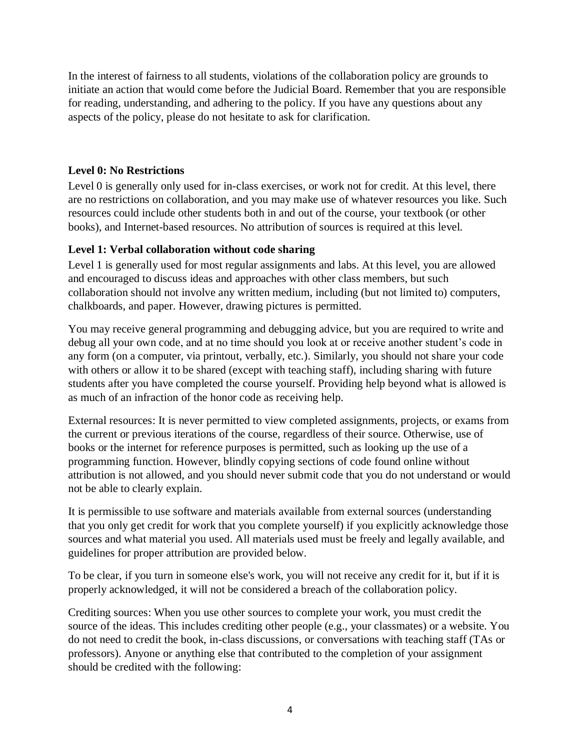In the interest of fairness to all students, violations of the collaboration policy are grounds to initiate an action that would come before the Judicial Board. Remember that you are responsible for reading, understanding, and adhering to the policy. If you have any questions about any aspects of the policy, please do not hesitate to ask for clarification.

**Level 0: No Restrictions**

Level 0 is generally only used for in-class exercises, or work not for credit. At this level, there are no restrictions on collaboration, and you may make use of whatever resources you like. Such resources could include other students both in and out of the course, your textbook (or other books), and Internet-based resources. No attribution of sources is required at this level.

**Level 1: Verbal collaboration without code sharing**

Level 1 is generally used for most regular assignments and labs. At this level, you are allowed and encouraged to discuss ideas and approaches with other class members, but such collaboration should not involve any written medium, including (but not limited to) computers, chalkboards, and paper. However, drawing pictures is permitted.

You may receive general programming and debugging advice, but you are required to write and debug all your own code, and at no time should you look at or receive another student's code in any form (on a computer, via printout, verbally, etc.). Similarly, you should not share your code with others or allow it to be shared (except with teaching staff), including sharing with future students after you have completed the course yourself. Providing help beyond what is allowed is as much of an infraction of the honor code as receiving help.

External resources: It is never permitted to view completed assignments, projects, or exams from the current or previous iterations of the course, regardless of their source. Otherwise, use of books or the internet for reference purposes is permitted, such as looking up the use of a programming function. However, blindly copying sections of code found online without attribution is not allowed, and you should never submit code that you do not understand or would not be able to clearly explain.

It is permissible to use software and materials available from external sources (understanding that you only get credit for work that you complete yourself) if you explicitly acknowledge those sources and what material you used. All materials used must be freely and legally available, and guidelines for proper attribution are provided below.

To be clear, if you turn in someone else's work, you will not receive any credit for it, but if it is properly acknowledged, it will not be considered a breach of the collaboration policy.

Crediting sources: When you use other sources to complete your work, you must credit the source of the ideas. This includes crediting other people (e.g., your classmates) or a website. You do not need to credit the book, in-class discussions, or conversations with teaching staff (TAs or professors). Anyone or anything else that contributed to the completion of your assignment should be credited with the following: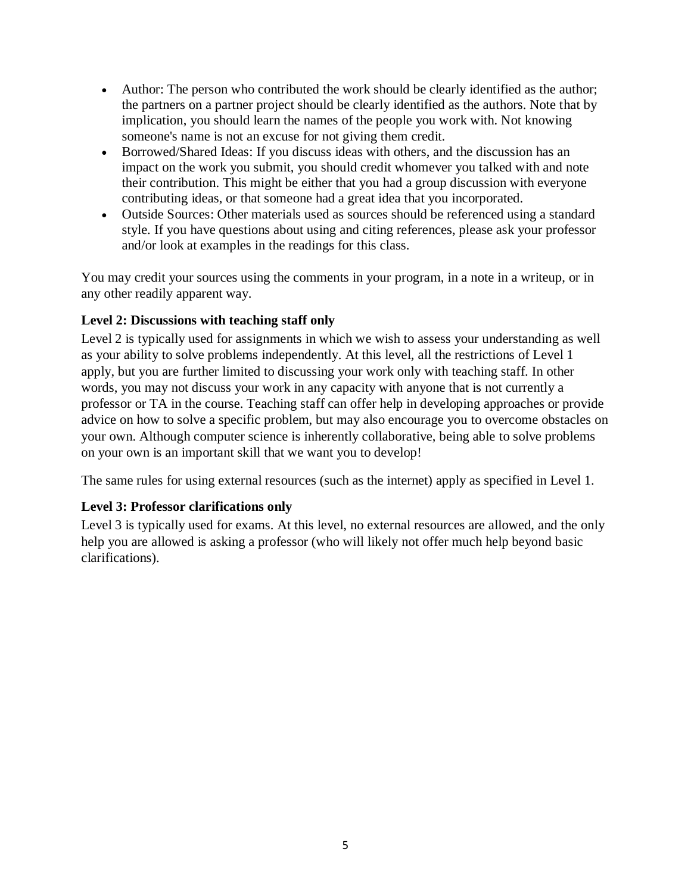- Author: The person who contributed the work should be clearly identified as the author; the partners on a partner project should be clearly identified as the authors. Note that by implication, you should learn the names of the people you work with. Not knowing someone's name is not an excuse for not giving them credit.
- Borrowed/Shared Ideas: If you discuss ideas with others, and the discussion has an impact on the work you submit, you should credit whomever you talked with and note their contribution. This might be either that you had a group discussion with everyone contributing ideas, or that someone had a great idea that you incorporated.
- Outside Sources: Other materials used as sources should be referenced using a standard style. If you have questions about using and citing references, please ask your professor and/or look at examples in the readings for this class.

You may credit your sources using the comments in your program, in a note in a writeup, or in any other readily apparent way.

**Level 2: Discussions with teaching staff only**

Level 2 is typically used for assignments in which we wish to assess your understanding as well as your ability to solve problems independently. At this level, all the restrictions of Level 1 apply, but you are further limited to discussing your work only with teaching staff. In other words, you may not discuss your work in any capacity with anyone that is not currently a professor or TA in the course. Teaching staff can offer help in developing approaches or provide advice on how to solve a specific problem, but may also encourage you to overcome obstacles on your own. Although computer science is inherently collaborative, being able to solve problems on your own is an important skill that we want you to develop!

The same rules for using external resources (such as the internet) apply as specified in Level 1.

**Level 3: Professor clarifications only**

Level 3 is typically used for exams. At this level, no external resources are allowed, and the only help you are allowed is asking a professor (who will likely not offer much help beyond basic clarifications).